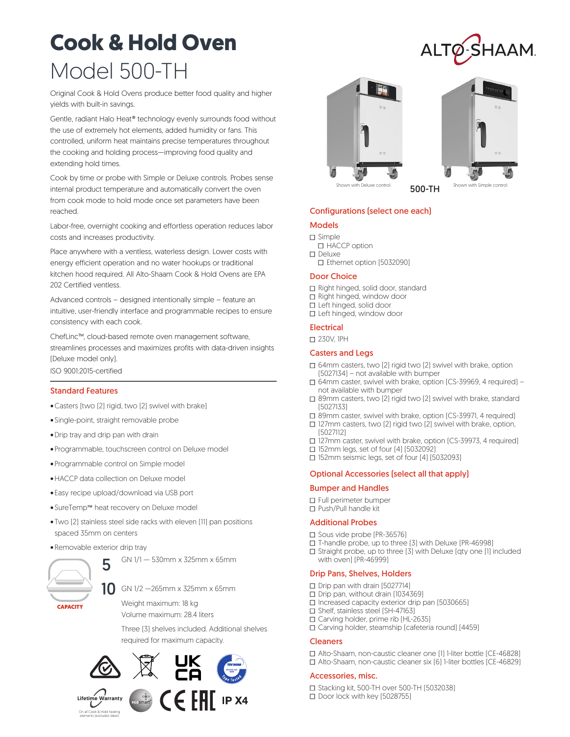# Cook & Hold Oven

## Model 500-TH

ALTO-SHAAM.

Original Cook & Hold Ovens produce better food quality and higher yields with built-in savings.

Gentle, radiant Halo Heat® technology evenly surrounds food without the use of extremely hot elements, added humidity or fans. This controlled, uniform heat maintains precise temperatures throughout the cooking and holding process—improving food quality and extending hold times.

Cook by time or probe with Simple or Deluxe controls. Probes sense internal product temperature and automatically convert the oven from cook mode to hold mode once set parameters have been reached.

Labor-free, overnight cooking and effortless operation reduces labor costs and increases productivity.

Place anywhere with a ventless, waterless design. Lower costs with energy efficient operation and no water hookups or traditional kitchen hood required. All Alto-Shaam Cook & Hold Ovens are EPA 202 Certified ventless.

Advanced controls – designed intentionally simple – feature an intuitive, user-friendly interface and programmable recipes to ensure consistency with each cook.

ChefLinc™, cloud-based remote oven management software, streamlines processes and maximizes profits with data-driven insights (Deluxe model only).

ISO 9001:2015-certified

### Standard Features

- Casters (two [2] rigid, two [2] swivel with brake)
- Single-point, straight removable probe
- Drip tray and drip pan with drain
- Programmable, touchscreen control on Deluxe model
- Programmable control on Simple model
- HACCP data collection on Deluxe model
- Easy recipe upload/download via USB port
- SureTemp™ heat recovery on Deluxe model
- Two [2] stainless steel side racks with eleven [11] pan positions spaced 35mm on centers
- Removable exterior drip tray

**CAPACITY**

**5** GN 1/1 — 530mm x 325mm x 65mm

**10** GN 1/2 —265mm x 325mm x 65mm

Weight maximum: 18 kg

Volume maximum: 28.4 liters

Three [3] shelves included. Additional shelves required for maximum capacity.

Lifetime Warranty — On all Cook & Hold heating elements (excludes labor)

IP X4

Shown with Deluxe control — **500-TH** — Shown with Simple control

### Configurations (select one each)

#### Models

- ☐ Simple
  - ☐ HACCP option
- ☐ Deluxe
  - ☐ Ethernet option [5032090]

#### Door Choice

- ☐ Right hinged, solid door, standard
- ☐ Right hinged, window door
- ☐ Left hinged, solid door
- ☐ Left hinged, window door

#### Electrical

- ☐ 230V, 1PH

#### Casters and Legs

- ☐ 64mm casters, two [2] rigid two [2] swivel with brake, option [5027134] – not available with bumper
- ☐ 64mm caster, swivel with brake, option [CS-39969, 4 required] – not available with bumper
- ☐ 89mm casters, two [2] rigid two [2] swivel with brake, standard [5027133]
- ☐ 89mm caster, swivel with brake, option [CS-39971, 4 required]
- ☐ 127mm casters, two [2] rigid two [2] swivel with brake, option, [5027112]
- ☐ 127mm caster, swivel with brake, option [CS-39973, 4 required]
- ☐ 152mm legs, set of four [4] [5032092]
- ☐ 152mm seismic legs, set of four [4] [5032093]

### Optional Accessories (select all that apply)

#### Bumper and Handles

- ☐ Full perimeter bumper
- ☐ Push/Pull handle kit

#### Additional Probes

- ☐ Sous vide probe [PR-36576]
- ☐ T-handle probe, up to three [3] with Deluxe [PR-46998]
- ☐ Straight probe, up to three [3] with Deluxe [qty one [1] included with oven] [PR-46999]

#### Drip Pans, Shelves, Holders

- ☐ Drip pan with drain [5027714]
- ☐ Drip pan, without drain [1034369]
- ☐ Increased capacity exterior drip pan [5030665]
- ☐ Shelf, stainless steel [SH-47163]
- ☐ Carving holder, prime rib [HL-2635]
- ☐ Carving holder, steamship [cafeteria round] [4459]

#### Cleaners

- ☐ Alto-Shaam, non-caustic cleaner one [1] 1-liter bottle [CE-46828]
- ☐ Alto-Shaam, non-caustic cleaner six [6] 1-liter bottles [CE-46829]

#### Accessories, misc.

- ☐ Stacking kit, 500-TH over 500-TH [5032038]
- ☐ Door lock with key [5028755]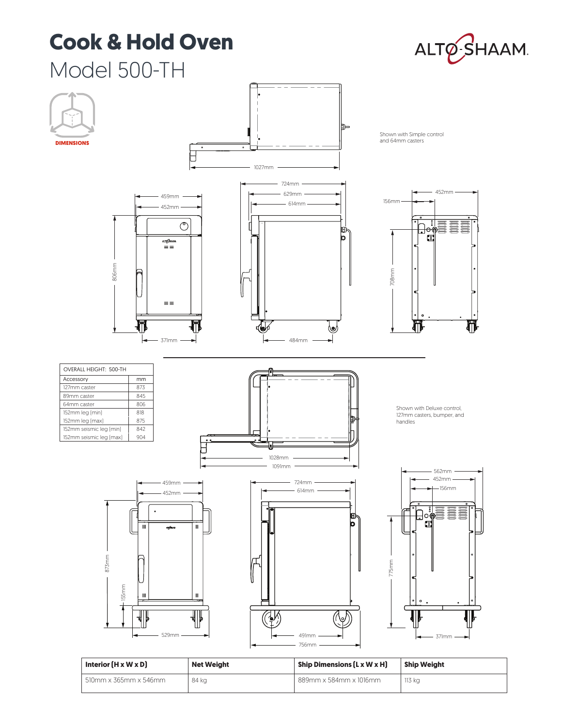# Cook & Hold Oven

## Model 500-TH

ALTO-SHAAM.

DIMENSIONS

Shown with Simple control and 64mm casters

1027mm

459mm
452mm
806mm
371mm

724mm
629mm
614mm
484mm

452mm
156mm
708mm

| OVERALL HEIGHT: 500-TH | |
|---|---|
| Accessory | mm |
| 127mm caster | 873 |
| 89mm caster | 845 |
| 64mm caster | 806 |
| 152mm leg (min) | 818 |
| 152mm leg (max) | 875 |
| 152mm seismic leg (min) | 842 |
| 152mm seismic leg (max) | 904 |

Shown with Deluxe control, 127mm casters, bumper, and handles

1028mm
1091mm

459mm
452mm
873mm
155mm
529mm

724mm
614mm
491mm
756mm

562mm
452mm
156mm
775mm
371mm

| Interior (H x W x D) | Net Weight | Ship Dimensions (L x W x H) | Ship Weight |
|---|---|---|---|
| 510mm x 365mm x 546mm | 84 kg | 889mm x 584mm x 1016mm | 113 kg |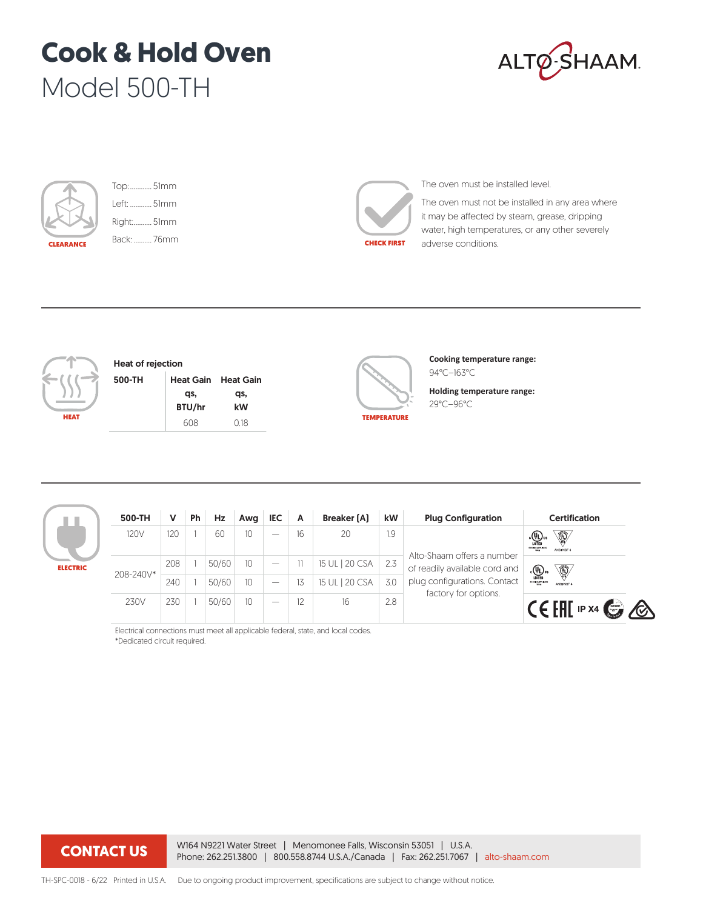# Cook & Hold Oven

## Model 500-TH

**CLEARANCE**

Top:............ 51mm
Left: ........... 51mm
Right:.......... 51mm
Back: ......... 76mm

**CHECK FIRST**

The oven must be installed level.

The oven must not be installed in any area where it may be affected by steam, grease, dripping water, high temperatures, or any other severely adverse conditions.

**HEAT**

**Heat of rejection**

| 500-TH | Heat Gain qs, BTU/hr | Heat Gain qs, kW |
|---|---|---|
| | 608 | 0.18 |

**TEMPERATURE**

**Cooking temperature range:**
94°C–163°C

**Holding temperature range:**
29°C–96°C

**ELECTRIC**

| 500-TH | V | Ph | Hz | Awg | IEC | A | Breaker (A) | kW | Plug Configuration | Certification |
|---|---|---|---|---|---|---|---|---|---|---|
| 120V | 120 | 1 | 60 | 10 | — | 16 | 20 | 1.9 | Alto-Shaam offers a number of readily available cord and plug configurations. Contact factory for options. | cULus, UL EPH ANSI/NSF 4 |
| 208-240V* | 208 | 1 | 50/60 | 10 | — | 11 | 15 UL \| 20 CSA | 2.3 | | cULus, UL EPH ANSI/NSF 4 |
| | 240 | 1 | 50/60 | 10 | — | 13 | 15 UL \| 20 CSA | 3.0 | | |
| 230V | 230 | 1 | 50/60 | 10 | — | 12 | 16 | 2.8 | | CE, EAC, IP X4 |

Electrical connections must meet all applicable federal, state, and local codes.
*Dedicated circuit required.

**CONTACT US**

W164 N9221 Water Street | Menomonee Falls, Wisconsin 53051 | U.S.A.
Phone: 262.251.3800 | 800.558.8744 U.S.A./Canada | Fax: 262.251.7067 | alto-shaam.com

TH-SPC-0018 - 6/22 Printed in U.S.A. Due to ongoing product improvement, specifications are subject to change without notice.